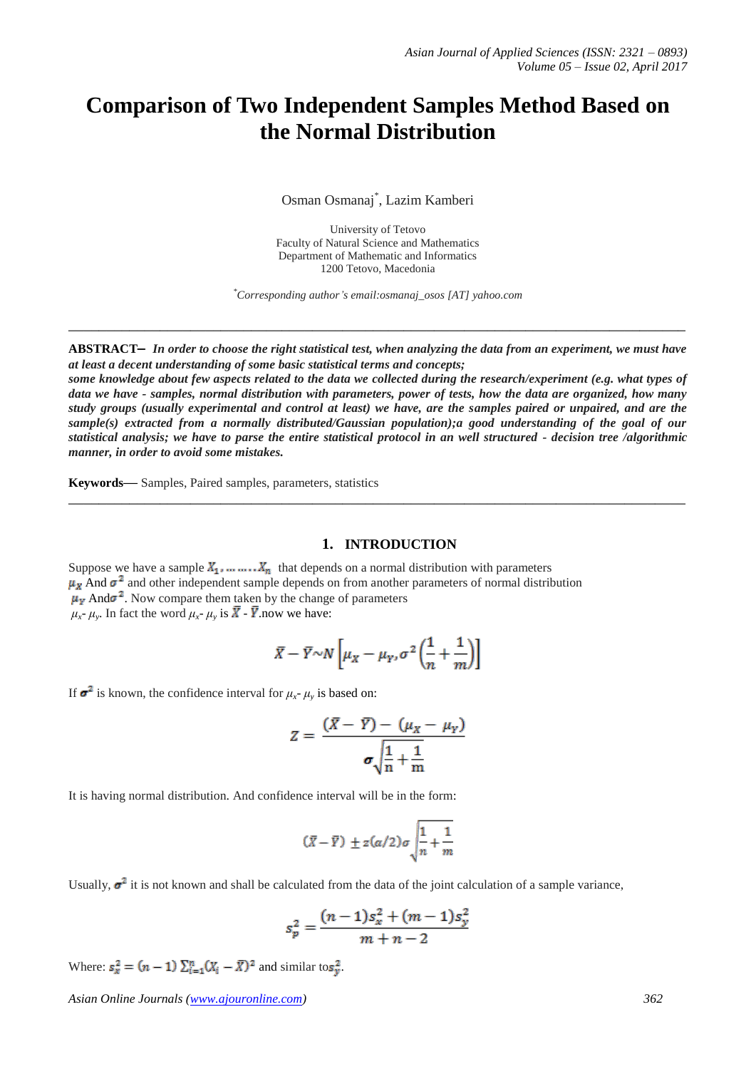# Comparison of Two Independent Samples Method Based on the Normal Distribution

Osman Osmanaj[*], Lazim Kamberi

University of Tetovo
Faculty of Natural Science and Mathematics
Department of Mathematic and Informatics
1200 Tetovo, Macedonia

[*]*Corresponding author's email:osmanaj_osos [AT] yahoo.com*

---

**ABSTRACT–** ***In order to choose the right statistical test, when analyzing the data from an experiment, we must have at least a decent understanding of some basic statistical terms and concepts; some knowledge about few aspects related to the data we collected during the research/experiment (e.g. what types of data we have - samples, normal distribution with parameters, power of tests, how the data are organized, how many study groups (usually experimental and control at least) we have, are the samples paired or unpaired, and are the sample(s) extracted from a normally distributed/Gaussian population);a good understanding of the goal of our statistical analysis; we have to parse the entire statistical protocol in an well structured - decision tree /algorithmic manner, in order to avoid some mistakes.***

**Keywords—** Samples, Paired samples, parameters, statistics

---

## 1. INTRODUCTION

Suppose we have a sample $X_1, \dots \dots . X_n$ that depends on a normal distribution with parameters $\mu_X$ And $\sigma^2$ and other independent sample depends on from another parameters of normal distribution $\mu_Y$ And$\sigma^2$. Now compare them taken by the change of parameters $\mu_x$- $\mu_y$. In fact the word $\mu_x$- $\mu_y$ is $\bar{X}$ - $\bar{Y}$.now we have:

$$\bar{X} - \bar{Y} \sim N\left[\mu_X - \mu_Y, \sigma^2\left(\frac{1}{n} + \frac{1}{m}\right)\right]$$

If $\sigma^2$ is known, the confidence interval for $\mu_x$- $\mu_y$ is based on:

$$Z = \frac{(\bar{X} - \bar{Y}) - (\mu_X - \mu_Y)}{\sigma\sqrt{\frac{1}{n} + \frac{1}{m}}}$$

It is having normal distribution. And confidence interval will be in the form:

$$(\bar{X} - \bar{Y}) \pm z(\alpha/2)\sigma\sqrt{\frac{1}{n} + \frac{1}{m}}$$

Usually, $\sigma^2$ it is not known and shall be calculated from the data of the joint calculation of a sample variance,

$$s_p^2 = \frac{(n-1)s_x^2 + (m-1)s_y^2}{m+n-2}$$

Where: $s_x^2 = (n-1)\sum_{i=1}^{n}(X_i - \bar{X})^2$ and similar to$s_y^2$.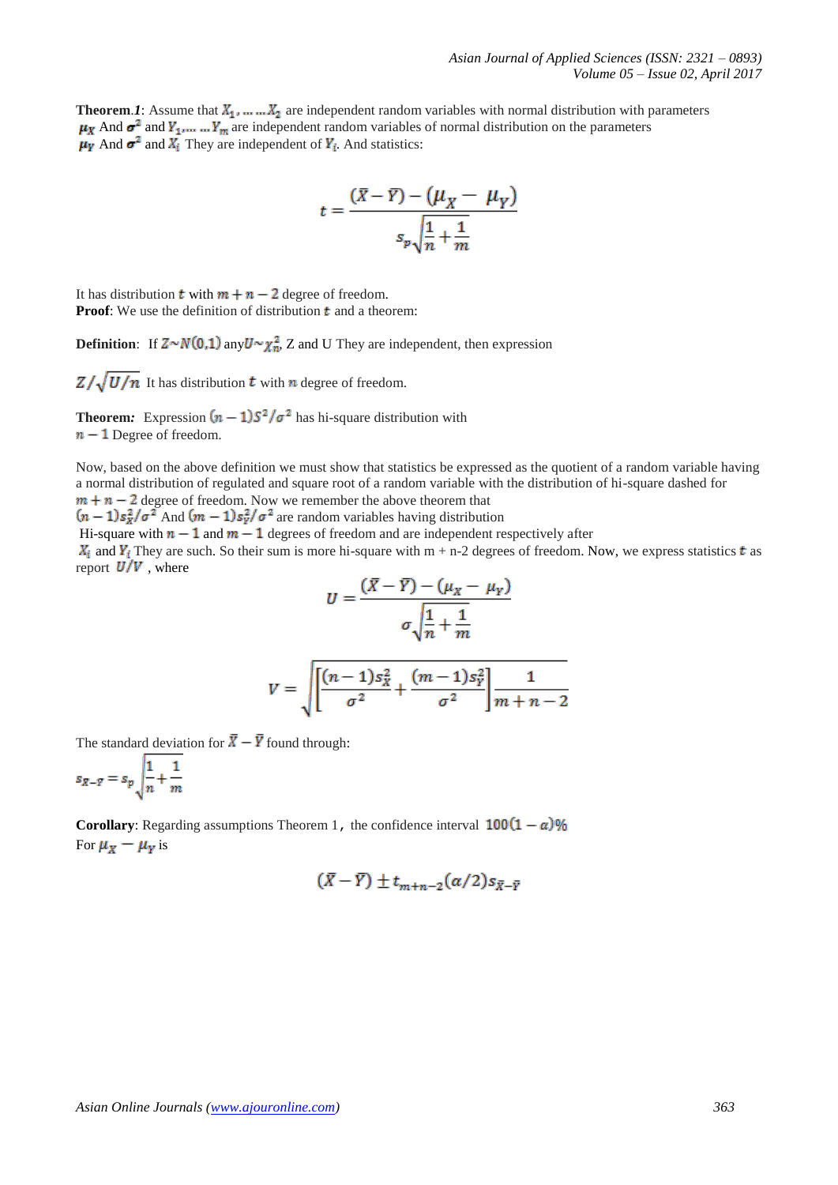**Theorem.*1***: Assume that $X_1, \dots \dots X_2$ are independent random variables with normal distribution with parameters $\mu_X$ And $\sigma^2$ and $Y_1, \dots \dots Y_m$ are independent random variables of normal distribution on the parameters $\mu_Y$ And $\sigma^2$ and $X_i$ They are independent of $Y_i$. And statistics:

$$t = \frac{(\bar{X} - \bar{Y}) - (\mu_X - \mu_Y)}{s_p\sqrt{\frac{1}{n} + \frac{1}{m}}}$$

It has distribution $t$ with $m + n - 2$ degree of freedom.

**Proof**: We use the definition of distribution $t$ and a theorem:

**Definition**: If $Z \sim N(0,1)$ any $U \sim \chi_n^2$, Z and U They are independent, then expression

$Z/\sqrt{U/n}$ It has distribution $t$ with $n$ degree of freedom.

**Theorem*:*** Expression $(n-1)S^2/\sigma^2$ has hi-square distribution with $n - 1$ Degree of freedom.

Now, based on the above definition we must show that statistics be expressed as the quotient of a random variable having a normal distribution of regulated and square root of a random variable with the distribution of hi-square dashed for $m + n - 2$ degree of freedom. Now we remember the above theorem that $(n-1)s_X^2/\sigma^2$ And $(m-1)s_Y^2/\sigma^2$ are random variables having distribution Hi-square with $n - 1$ and $m - 1$ degrees of freedom and are independent respectively after $X_i$ and $Y_i$ They are such. So their sum is more hi-square with m + n-2 degrees of freedom. Now, we express statistics $t$ as report $U/V$ , where

$$U = \frac{(\bar{X} - \bar{Y}) - (\mu_X - \mu_Y)}{\sigma\sqrt{\frac{1}{n} + \frac{1}{m}}}$$

$$V = \sqrt{\left[\frac{(n-1)s_X^2}{\sigma^2} + \frac{(m-1)s_Y^2}{\sigma^2}\right]\frac{1}{m+n-2}}$$

The standard deviation for $\bar{X} - \bar{Y}$ found through:

$$s_{\bar{X}-\bar{Y}} = s_p\sqrt{\frac{1}{n} + \frac{1}{m}}$$

**Corollary**: Regarding assumptions Theorem 1, the confidence interval $100(1-\alpha)\%$ For $\mu_X - \mu_Y$ is

$$(\bar{X} - \bar{Y}) \pm t_{m+n-2}(\alpha/2)s_{\bar{X}-\bar{Y}}$$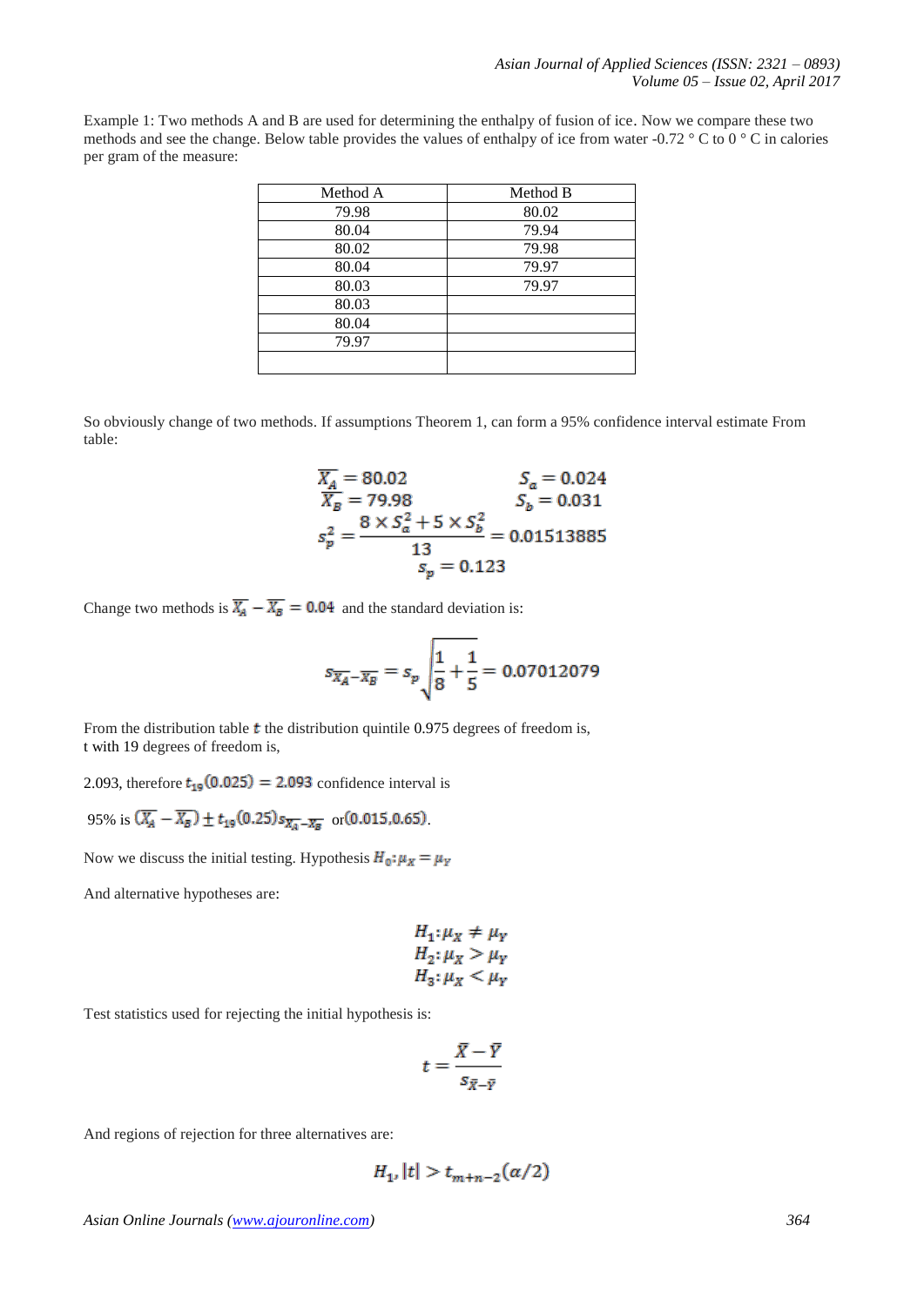Example 1: Two methods A and B are used for determining the enthalpy of fusion of ice. Now we compare these two methods and see the change. Below table provides the values of enthalpy of ice from water -0.72 ° C to 0 ° C in calories per gram of the measure:

| Method A | Method B |
|---|---|
| 79.98 | 80.02 |
| 80.04 | 79.94 |
| 80.02 | 79.98 |
| 80.04 | 79.97 |
| 80.03 | 79.97 |
| 80.03 | |
| 80.04 | |
| 79.97 | |
| | |

So obviously change of two methods. If assumptions Theorem 1, can form a 95% confidence interval estimate From table:

$$\overline{X_A} = 80.02 \qquad S_a = 0.024$$
$$\overline{X_B} = 79.98 \qquad S_b = 0.031$$
$$s_p^2 = \frac{8 \times S_a^2 + 5 \times S_b^2}{13} = 0.01513885$$
$$s_p = 0.123$$

Change two methods is $\overline{X_A} - \overline{X_B} = 0.04$ and the standard deviation is:

$$s_{\overline{X_A}-\overline{X_B}} = s_p\sqrt{\frac{1}{8}+\frac{1}{5}} = 0.07012079$$

From the distribution table $t$ the distribution quintile 0.975 degrees of freedom is,
t with 19 degrees of freedom is,

2.093, therefore $t_{19}(0.025) = 2.093$ confidence interval is

95% is $(\overline{X_A} - \overline{X_B}) \pm t_{19}(0.25) s_{\overline{X_A}-\overline{X_B}}$ or $(0.015, 0.65)$.

Now we discuss the initial testing. Hypothesis $H_0: \mu_X = \mu_Y$

And alternative hypotheses are:

$$H_1: \mu_X \neq \mu_Y$$
$$H_2: \mu_X > \mu_Y$$
$$H_3: \mu_X < \mu_Y$$

Test statistics used for rejecting the initial hypothesis is:

$$t = \frac{\bar{X} - \bar{Y}}{s_{\bar{X}-\bar{Y}}}$$

And regions of rejection for three alternatives are:

$$H_1, |t| > t_{m+n-2}(\alpha/2)$$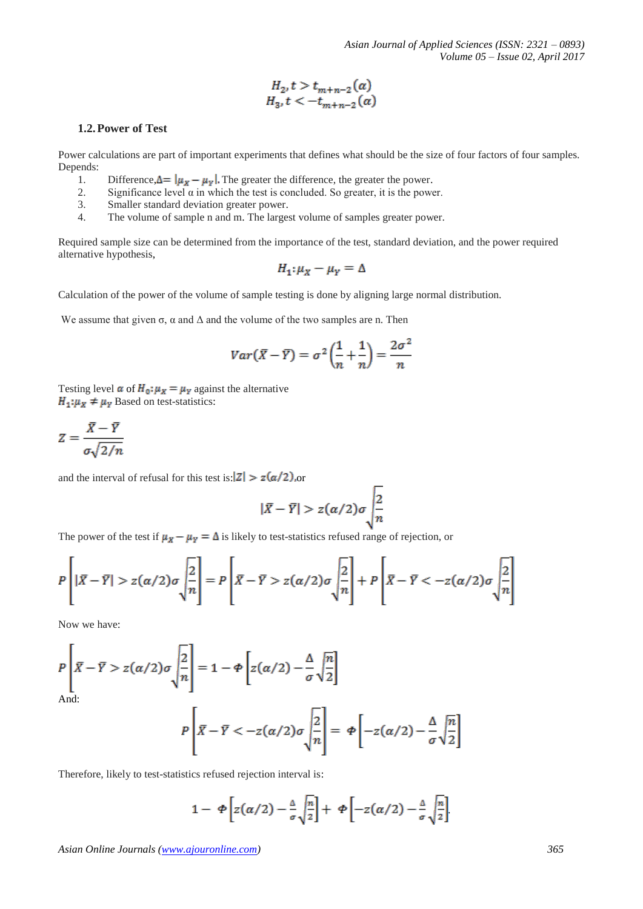$$H_2, t > t_{m+n-2}(\alpha)$$
$$H_3, t < -t_{m+n-2}(\alpha)$$

### 1.2. Power of Test

Power calculations are part of important experiments that defines what should be the size of four factors of four samples. Depends:

1. Difference, $\Delta = |\mu_X - \mu_Y|$. The greater the difference, the greater the power.
2. Significance level α in which the test is concluded. So greater, it is the power.
3. Smaller standard deviation greater power.
4. The volume of sample n and m. The largest volume of samples greater power.

Required sample size can be determined from the importance of the test, standard deviation, and the power required alternative hypothesis,

$$H_1: \mu_X - \mu_Y = \Delta$$

Calculation of the power of the volume of sample testing is done by aligning large normal distribution.

We assume that given σ, α and Δ and the volume of the two samples are n. Then

$$Var(\bar{X} - \bar{Y}) = \sigma^2\left(\frac{1}{n} + \frac{1}{n}\right) = \frac{2\sigma^2}{n}$$

Testing level $\alpha$ of $H_0: \mu_X = \mu_Y$ against the alternative $H_1: \mu_X \neq \mu_Y$ Based on test-statistics:

$$Z = \frac{\bar{X} - \bar{Y}}{\sigma\sqrt{2/n}}$$

and the interval of refusal for this test is: $|Z| > z(\alpha/2)$, or

$$|\bar{X} - \bar{Y}| > z(\alpha/2)\sigma\sqrt{\frac{2}{n}}$$

The power of the test if $\mu_X - \mu_Y = \Delta$ is likely to test-statistics refused range of rejection, or

$$P\left[|\bar{X} - \bar{Y}| > z(\alpha/2)\sigma\sqrt{\frac{2}{n}}\right] = P\left[\bar{X} - \bar{Y} > z(\alpha/2)\sigma\sqrt{\frac{2}{n}}\right] + P\left[\bar{X} - \bar{Y} < -z(\alpha/2)\sigma\sqrt{\frac{2}{n}}\right]$$

Now we have:

$$P\left[\bar{X} - \bar{Y} > z(\alpha/2)\sigma\sqrt{\frac{2}{n}}\right] = 1 - \Phi\left[z(\alpha/2) - \frac{\Delta}{\sigma}\sqrt{\frac{n}{2}}\right]$$

And:

$$P\left[\bar{X} - \bar{Y} < -z(\alpha/2)\sigma\sqrt{\frac{2}{n}}\right] = \Phi\left[-z(\alpha/2) - \frac{\Delta}{\sigma}\sqrt{\frac{n}{2}}\right]$$

Therefore, likely to test-statistics refused rejection interval is:

$$1 - \Phi\left[z(\alpha/2) - \frac{\Delta}{\sigma}\sqrt{\frac{n}{2}}\right] + \Phi\left[-z(\alpha/2) - \frac{\Delta}{\sigma}\sqrt{\frac{n}{2}}\right]$$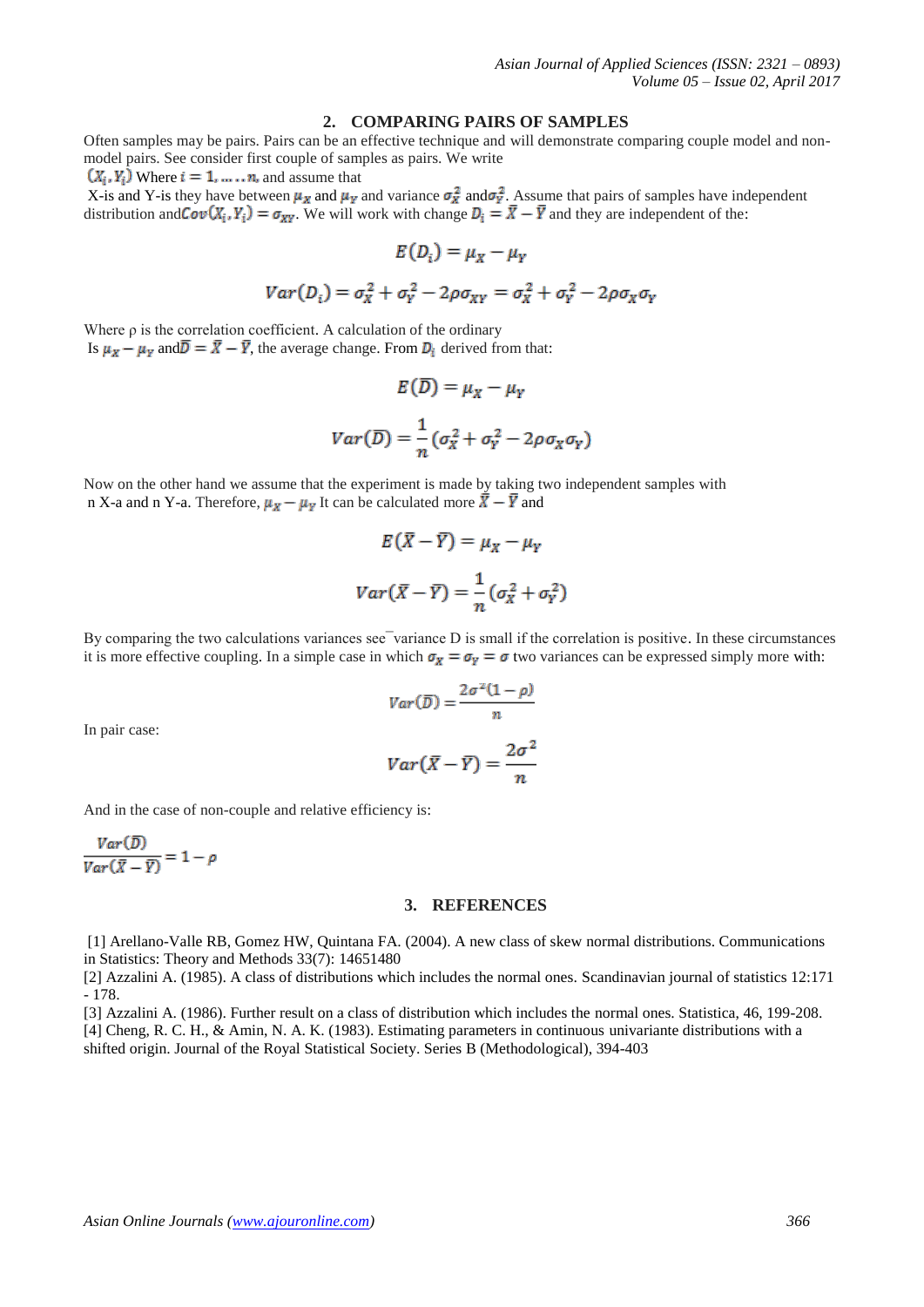## 2. COMPARING PAIRS OF SAMPLES

Often samples may be pairs. Pairs can be an effective technique and will demonstrate comparing couple model and non-model pairs. See consider first couple of samples as pairs. We write

$(X_i, Y_i)$ Where $i = 1, \dots, n$, and assume that

X-is and Y-is they have between $\mu_X$ and $\mu_Y$ and variance $\sigma_X^2$ and $\sigma_Y^2$. Assume that pairs of samples have independent distribution and $Cov(X_i, Y_i) = \sigma_{XY}$. We will work with change $D_i = \bar{X} - \bar{Y}$ and they are independent of the:

$$E(D_i) = \mu_X - \mu_Y$$

$$Var(D_i) = \sigma_X^2 + \sigma_Y^2 - 2\rho\sigma_{XY} = \sigma_X^2 + \sigma_Y^2 - 2\rho\sigma_X\sigma_Y$$

Where ρ is the correlation coefficient. A calculation of the ordinary

Is $\mu_X - \mu_Y$ and $\bar{D} = \bar{X} - \bar{Y}$, the average change. From $D_i$ derived from that:

$$E(\bar{D}) = \mu_X - \mu_Y$$

$$Var(\bar{D}) = \frac{1}{n}(\sigma_X^2 + \sigma_Y^2 - 2\rho\sigma_X\sigma_Y)$$

Now on the other hand we assume that the experiment is made by taking two independent samples with n X-a and n Y-a. Therefore, $\mu_X - \mu_Y$ It can be calculated more $\bar{X} - \bar{Y}$ and

$$E(\bar{X} - \bar{Y}) = \mu_X - \mu_Y$$

$$Var(\bar{X} - \bar{Y}) = \frac{1}{n}(\sigma_X^2 + \sigma_Y^2)$$

By comparing the two calculations variances see ¯variance D is small if the correlation is positive. In these circumstances it is more effective coupling. In a simple case in which $\sigma_X = \sigma_Y = \sigma$ two variances can be expressed simply more with:

$$Var(\bar{D}) = \frac{2\sigma^2(1-\rho)}{n}$$

In pair case:

$$Var(\bar{X} - \bar{Y}) = \frac{2\sigma^2}{n}$$

And in the case of non-couple and relative efficiency is:

$$\frac{Var(\bar{D})}{Var(\bar{X} - \bar{Y})} = 1 - \rho$$

## 3. REFERENCES

[1] Arellano-Valle RB, Gomez HW, Quintana FA. (2004). A new class of skew normal distributions. Communications in Statistics: Theory and Methods 33(7): 14651480

[2] Azzalini A. (1985). A class of distributions which includes the normal ones. Scandinavian journal of statistics 12:171 - 178.

[3] Azzalini A. (1986). Further result on a class of distribution which includes the normal ones. Statistica, 46, 199-208.

[4] Cheng, R. C. H., & Amin, N. A. K. (1983). Estimating parameters in continuous univariante distributions with a shifted origin. Journal of the Royal Statistical Society. Series B (Methodological), 394-403